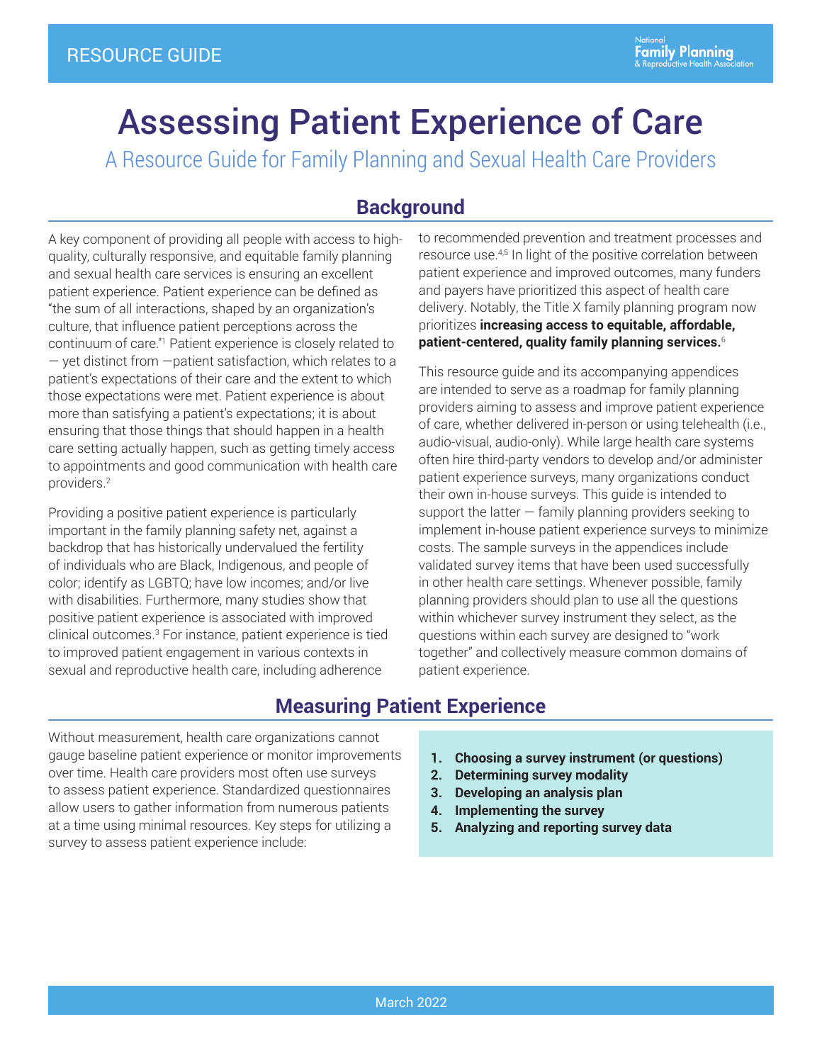RESOURCE GUIDE

# Assessing Patient Experience of Care

A Resource Guide for Family Planning and Sexual Health Care Providers

## Background

A key component of providing all people with access to high-quality, culturally responsive, and equitable family planning and sexual health care services is ensuring an excellent patient experience. Patient experience can be defined as "the sum of all interactions, shaped by an organization's culture, that influence patient perceptions across the continuum of care."[1] Patient experience is closely related to — yet distinct from —patient satisfaction, which relates to a patient's expectations of their care and the extent to which those expectations were met. Patient experience is about more than satisfying a patient's expectations; it is about ensuring that those things that should happen in a health care setting actually happen, such as getting timely access to appointments and good communication with health care providers.[2]

Providing a positive patient experience is particularly important in the family planning safety net, against a backdrop that has historically undervalued the fertility of individuals who are Black, Indigenous, and people of color; identify as LGBTQ; have low incomes; and/or live with disabilities. Furthermore, many studies show that positive patient experience is associated with improved clinical outcomes.[3] For instance, patient experience is tied to improved patient engagement in various contexts in sexual and reproductive health care, including adherence to recommended prevention and treatment processes and resource use.[4,5] In light of the positive correlation between patient experience and improved outcomes, many funders and payers have prioritized this aspect of health care delivery. Notably, the Title X family planning program now prioritizes **increasing access to equitable, affordable, patient-centered, quality family planning services.**[6]

This resource guide and its accompanying appendices are intended to serve as a roadmap for family planning providers aiming to assess and improve patient experience of care, whether delivered in-person or using telehealth (i.e., audio-visual, audio-only). While large health care systems often hire third-party vendors to develop and/or administer patient experience surveys, many organizations conduct their own in-house surveys. This guide is intended to support the latter — family planning providers seeking to implement in-house patient experience surveys to minimize costs. The sample surveys in the appendices include validated survey items that have been used successfully in other health care settings. Whenever possible, family planning providers should plan to use all the questions within whichever survey instrument they select, as the questions within each survey are designed to "work together" and collectively measure common domains of patient experience.

## Measuring Patient Experience

Without measurement, health care organizations cannot gauge baseline patient experience or monitor improvements over time. Health care providers most often use surveys to assess patient experience. Standardized questionnaires allow users to gather information from numerous patients at a time using minimal resources. Key steps for utilizing a survey to assess patient experience include:

1. **Choosing a survey instrument (or questions)**
2. **Determining survey modality**
3. **Developing an analysis plan**
4. **Implementing the survey**
5. **Analyzing and reporting survey data**

March 2022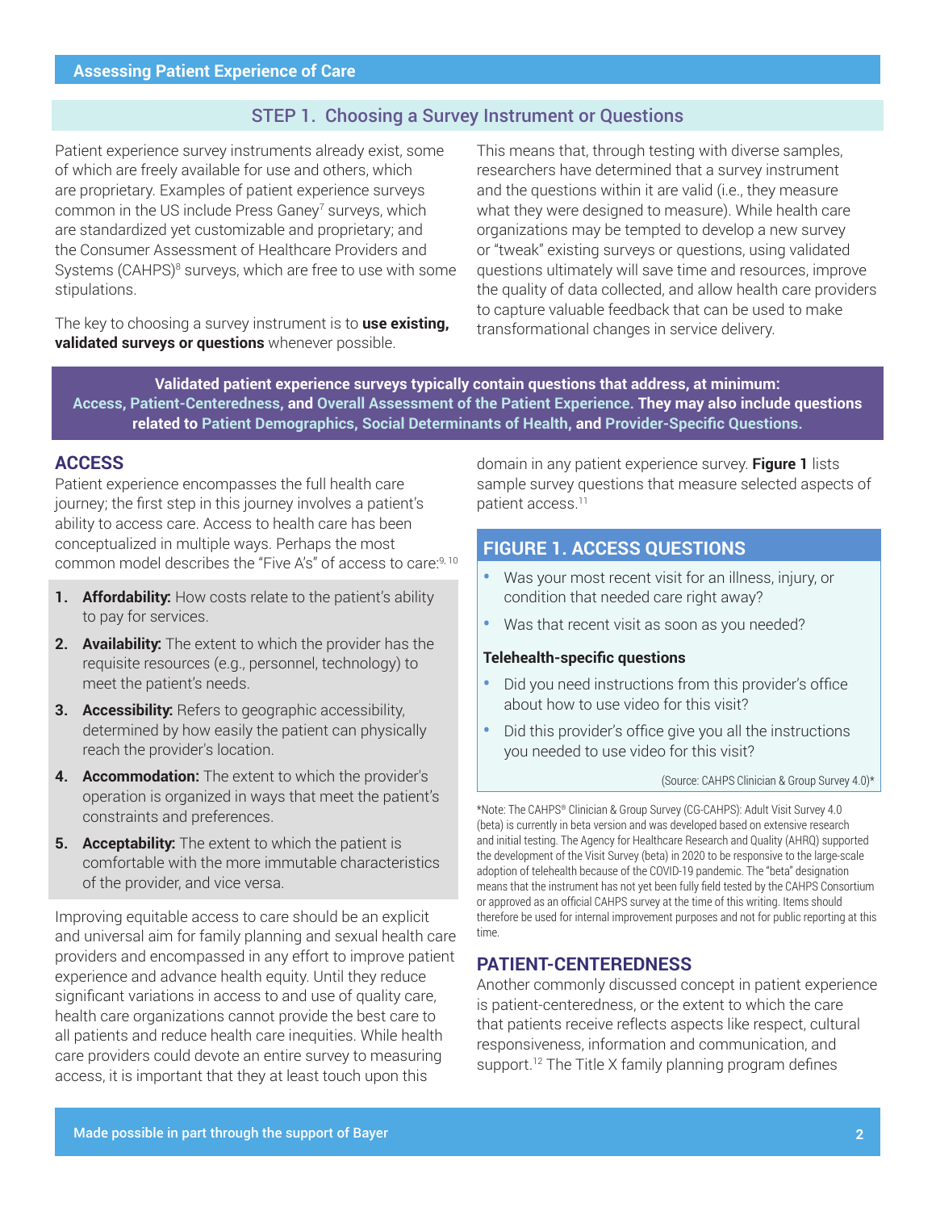## STEP 1. Choosing a Survey Instrument or Questions

Patient experience survey instruments already exist, some of which are freely available for use and others, which are proprietary. Examples of patient experience surveys common in the US include Press Ganey[7] surveys, which are standardized yet customizable and proprietary; and the Consumer Assessment of Healthcare Providers and Systems (CAHPS)[8] surveys, which are free to use with some stipulations.

The key to choosing a survey instrument is to **use existing, validated surveys or questions** whenever possible.

This means that, through testing with diverse samples, researchers have determined that a survey instrument and the questions within it are valid (i.e., they measure what they were designed to measure). While health care organizations may be tempted to develop a new survey or "tweak" existing surveys or questions, using validated questions ultimately will save time and resources, improve the quality of data collected, and allow health care providers to capture valuable feedback that can be used to make transformational changes in service delivery.

**Validated patient experience surveys typically contain questions that address, at minimum: Access, Patient-Centeredness, and Overall Assessment of the Patient Experience. They may also include questions related to Patient Demographics, Social Determinants of Health, and Provider-Specific Questions.**

### ACCESS

Patient experience encompasses the full health care journey; the first step in this journey involves a patient's ability to access care. Access to health care has been conceptualized in multiple ways. Perhaps the most common model describes the "Five A's" of access to care:[9, 10]

1. **Affordability:** How costs relate to the patient's ability to pay for services.
2. **Availability:** The extent to which the provider has the requisite resources (e.g., personnel, technology) to meet the patient's needs.
3. **Accessibility:** Refers to geographic accessibility, determined by how easily the patient can physically reach the provider's location.
4. **Accommodation:** The extent to which the provider's operation is organized in ways that meet the patient's constraints and preferences.
5. **Acceptability:** The extent to which the patient is comfortable with the more immutable characteristics of the provider, and vice versa.

Improving equitable access to care should be an explicit and universal aim for family planning and sexual health care providers and encompassed in any effort to improve patient experience and advance health equity. Until they reduce significant variations in access to and use of quality care, health care organizations cannot provide the best care to all patients and reduce health care inequities. While health care providers could devote an entire survey to measuring access, it is important that they at least touch upon this domain in any patient experience survey. **Figure 1** lists sample survey questions that measure selected aspects of patient access.[11]

#### FIGURE 1. ACCESS QUESTIONS

- Was your most recent visit for an illness, injury, or condition that needed care right away?
- Was that recent visit as soon as you needed?

**Telehealth-specific questions**

- Did you need instructions from this provider's office about how to use video for this visit?
- Did this provider's office give you all the instructions you needed to use video for this visit?

(Source: CAHPS Clinician & Group Survey 4.0)*

*Note: The CAHPS® Clinician & Group Survey (CG-CAHPS): Adult Visit Survey 4.0 (beta) is currently in beta version and was developed based on extensive research and initial testing. The Agency for Healthcare Research and Quality (AHRQ) supported the development of the Visit Survey (beta) in 2020 to be responsive to the large-scale adoption of telehealth because of the COVID-19 pandemic. The "beta" designation means that the instrument has not yet been fully field tested by the CAHPS Consortium or approved as an official CAHPS survey at the time of this writing. Items should therefore be used for internal improvement purposes and not for public reporting at this time.

### PATIENT-CENTEREDNESS

Another commonly discussed concept in patient experience is patient-centeredness, or the extent to which the care that patients receive reflects aspects like respect, cultural responsiveness, information and communication, and support.[12] The Title X family planning program defines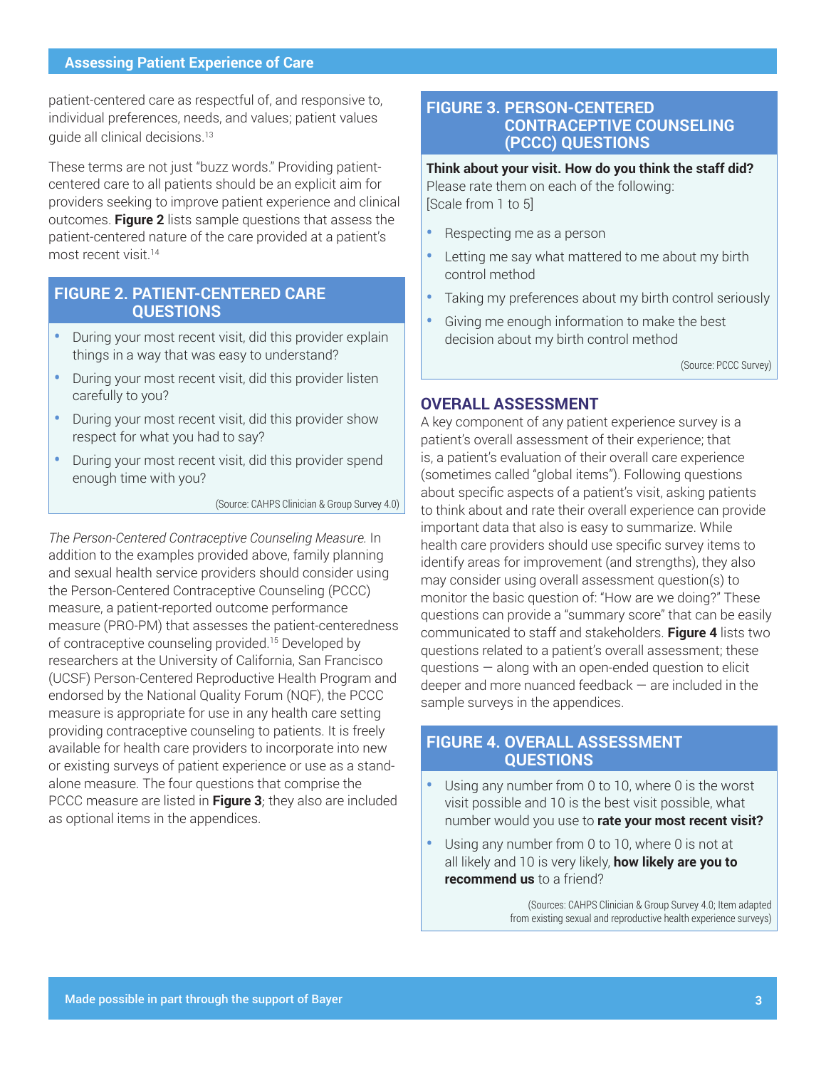patient-centered care as respectful of, and responsive to, individual preferences, needs, and values; patient values guide all clinical decisions.[13]

These terms are not just "buzz words." Providing patient-centered care to all patients should be an explicit aim for providers seeking to improve patient experience and clinical outcomes. **Figure 2** lists sample questions that assess the patient-centered nature of the care provided at a patient's most recent visit.[14]

### FIGURE 2. PATIENT-CENTERED CARE QUESTIONS

- During your most recent visit, did this provider explain things in a way that was easy to understand?
- During your most recent visit, did this provider listen carefully to you?
- During your most recent visit, did this provider show respect for what you had to say?
- During your most recent visit, did this provider spend enough time with you?

(Source: CAHPS Clinician & Group Survey 4.0)

*The Person-Centered Contraceptive Counseling Measure.* In addition to the examples provided above, family planning and sexual health service providers should consider using the Person-Centered Contraceptive Counseling (PCCC) measure, a patient-reported outcome performance measure (PRO-PM) that assesses the patient-centeredness of contraceptive counseling provided.[15] Developed by researchers at the University of California, San Francisco (UCSF) Person-Centered Reproductive Health Program and endorsed by the National Quality Forum (NQF), the PCCC measure is appropriate for use in any health care setting providing contraceptive counseling to patients. It is freely available for health care providers to incorporate into new or existing surveys of patient experience or use as a stand-alone measure. The four questions that comprise the PCCC measure are listed in **Figure 3**; they also are included as optional items in the appendices.

### FIGURE 3. PERSON-CENTERED CONTRACEPTIVE COUNSELING (PCCC) QUESTIONS

**Think about your visit. How do you think the staff did?**
Please rate them on each of the following:
[Scale from 1 to 5]

- Respecting me as a person
- Letting me say what mattered to me about my birth control method
- Taking my preferences about my birth control seriously
- Giving me enough information to make the best decision about my birth control method

(Source: PCCC Survey)

## OVERALL ASSESSMENT

A key component of any patient experience survey is a patient's overall assessment of their experience; that is, a patient's evaluation of their overall care experience (sometimes called "global items"). Following questions about specific aspects of a patient's visit, asking patients to think about and rate their overall experience can provide important data that also is easy to summarize. While health care providers should use specific survey items to identify areas for improvement (and strengths), they also may consider using overall assessment question(s) to monitor the basic question of: "How are we doing?" These questions can provide a "summary score" that can be easily communicated to staff and stakeholders. **Figure 4** lists two questions related to a patient's overall assessment; these questions — along with an open-ended question to elicit deeper and more nuanced feedback — are included in the sample surveys in the appendices.

### FIGURE 4. OVERALL ASSESSMENT QUESTIONS

- Using any number from 0 to 10, where 0 is the worst visit possible and 10 is the best visit possible, what number would you use to **rate your most recent visit?**
- Using any number from 0 to 10, where 0 is not at all likely and 10 is very likely, **how likely are you to recommend us** to a friend?

(Sources: CAHPS Clinician & Group Survey 4.0; Item adapted from existing sexual and reproductive health experience surveys)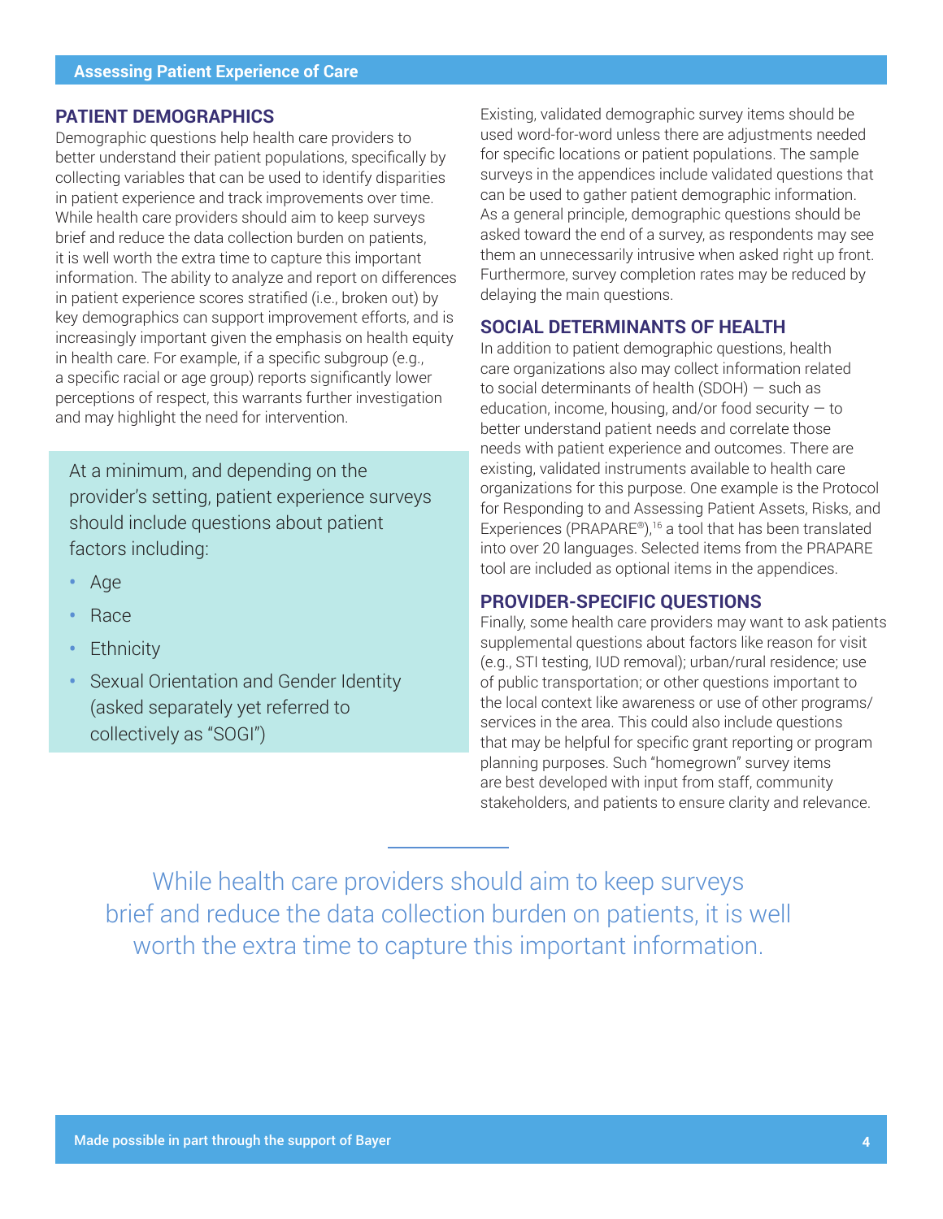## PATIENT DEMOGRAPHICS

Demographic questions help health care providers to better understand their patient populations, specifically by collecting variables that can be used to identify disparities in patient experience and track improvements over time. While health care providers should aim to keep surveys brief and reduce the data collection burden on patients, it is well worth the extra time to capture this important information. The ability to analyze and report on differences in patient experience scores stratified (i.e., broken out) by key demographics can support improvement efforts, and is increasingly important given the emphasis on health equity in health care. For example, if a specific subgroup (e.g., a specific racial or age group) reports significantly lower perceptions of respect, this warrants further investigation and may highlight the need for intervention.

> At a minimum, and depending on the provider's setting, patient experience surveys should include questions about patient factors including:
>
> - Age
> - Race
> - Ethnicity
> - Sexual Orientation and Gender Identity (asked separately yet referred to collectively as "SOGI")

Existing, validated demographic survey items should be used word-for-word unless there are adjustments needed for specific locations or patient populations. The sample surveys in the appendices include validated questions that can be used to gather patient demographic information. As a general principle, demographic questions should be asked toward the end of a survey, as respondents may see them an unnecessarily intrusive when asked right up front. Furthermore, survey completion rates may be reduced by delaying the main questions.

## SOCIAL DETERMINANTS OF HEALTH

In addition to patient demographic questions, health care organizations also may collect information related to social determinants of health (SDOH) — such as education, income, housing, and/or food security — to better understand patient needs and correlate those needs with patient experience and outcomes. There are existing, validated instruments available to health care organizations for this purpose. One example is the Protocol for Responding to and Assessing Patient Assets, Risks, and Experiences (PRAPARE®),[16] a tool that has been translated into over 20 languages. Selected items from the PRAPARE tool are included as optional items in the appendices.

## PROVIDER-SPECIFIC QUESTIONS

Finally, some health care providers may want to ask patients supplemental questions about factors like reason for visit (e.g., STI testing, IUD removal); urban/rural residence; use of public transportation; or other questions important to the local context like awareness or use of other programs/services in the area. This could also include questions that may be helpful for specific grant reporting or program planning purposes. Such "homegrown" survey items are best developed with input from staff, community stakeholders, and patients to ensure clarity and relevance.

> While health care providers should aim to keep surveys brief and reduce the data collection burden on patients, it is well worth the extra time to capture this important information.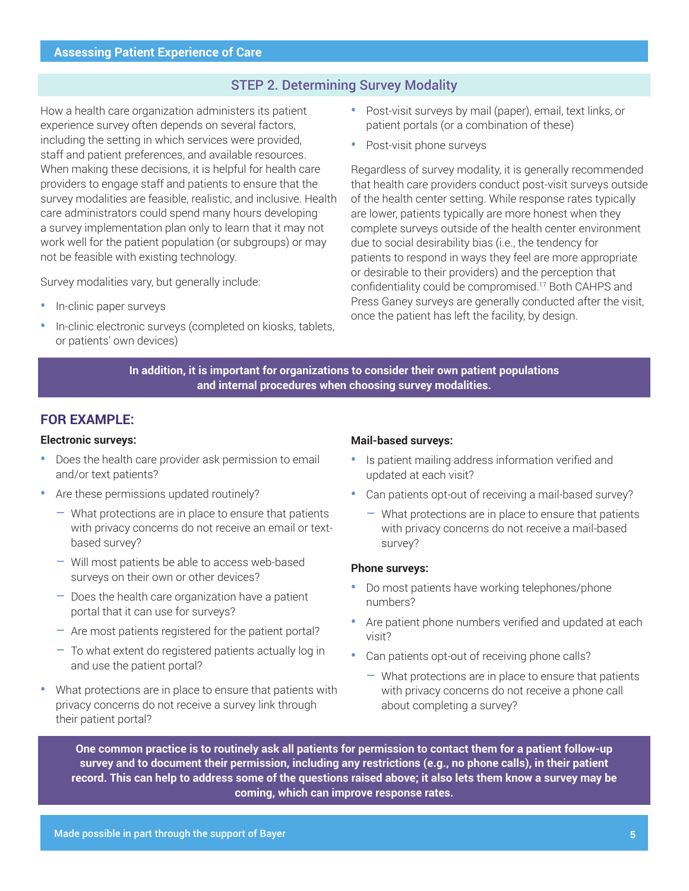## STEP 2. Determining Survey Modality

How a health care organization administers its patient experience survey often depends on several factors, including the setting in which services were provided, staff and patient preferences, and available resources. When making these decisions, it is helpful for health care providers to engage staff and patients to ensure that the survey modalities are feasible, realistic, and inclusive. Health care administrators could spend many hours developing a survey implementation plan only to learn that it may not work well for the patient population (or subgroups) or may not be feasible with existing technology.

Survey modalities vary, but generally include:

- In-clinic paper surveys
- In-clinic electronic surveys (completed on kiosks, tablets, or patients' own devices)
- Post-visit surveys by mail (paper), email, text links, or patient portals (or a combination of these)
- Post-visit phone surveys

Regardless of survey modality, it is generally recommended that health care providers conduct post-visit surveys outside of the health center setting. While response rates typically are lower, patients typically are more honest when they complete surveys outside of the health center environment due to social desirability bias (i.e., the tendency for patients to respond in ways they feel are more appropriate or desirable to their providers) and the perception that confidentiality could be compromised.[17] Both CAHPS and Press Ganey surveys are generally conducted after the visit, once the patient has left the facility, by design.

**In addition, it is important for organizations to consider their own patient populations and internal procedures when choosing survey modalities.**

### FOR EXAMPLE:

**Electronic surveys:**

- Does the health care provider ask permission to email and/or text patients?
- Are these permissions updated routinely?
  - What protections are in place to ensure that patients with privacy concerns do not receive an email or text-based survey?
  - Will most patients be able to access web-based surveys on their own or other devices?
  - Does the health care organization have a patient portal that it can use for surveys?
  - Are most patients registered for the patient portal?
  - To what extent do registered patients actually log in and use the patient portal?
- What protections are in place to ensure that patients with privacy concerns do not receive a survey link through their patient portal?

**Mail-based surveys:**

- Is patient mailing address information verified and updated at each visit?
- Can patients opt-out of receiving a mail-based survey?
  - What protections are in place to ensure that patients with privacy concerns do not receive a mail-based survey?

**Phone surveys:**

- Do most patients have working telephones/phone numbers?
- Are patient phone numbers verified and updated at each visit?
- Can patients opt-out of receiving phone calls?
  - What protections are in place to ensure that patients with privacy concerns do not receive a phone call about completing a survey?

**One common practice is to routinely ask all patients for permission to contact them for a patient follow-up survey and to document their permission, including any restrictions (e.g., no phone calls), in their patient record. This can help to address some of the questions raised above; it also lets them know a survey may be coming, which can improve response rates.**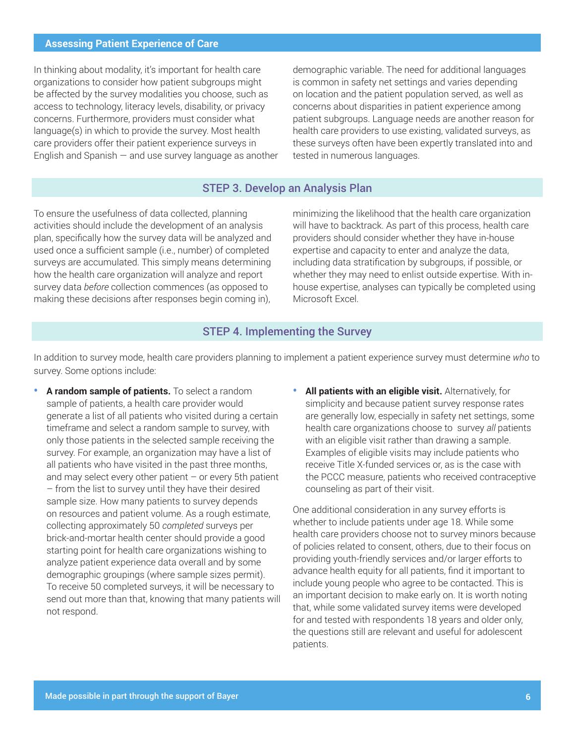## Assessing Patient Experience of Care

In thinking about modality, it's important for health care organizations to consider how patient subgroups might be affected by the survey modalities you choose, such as access to technology, literacy levels, disability, or privacy concerns. Furthermore, providers must consider what language(s) in which to provide the survey. Most health care providers offer their patient experience surveys in English and Spanish — and use survey language as another demographic variable. The need for additional languages is common in safety net settings and varies depending on location and the patient population served, as well as concerns about disparities in patient experience among patient subgroups. Language needs are another reason for health care providers to use existing, validated surveys, as these surveys often have been expertly translated into and tested in numerous languages.

### STEP 3. Develop an Analysis Plan

To ensure the usefulness of data collected, planning activities should include the development of an analysis plan, specifically how the survey data will be analyzed and used once a sufficient sample (i.e., number) of completed surveys are accumulated. This simply means determining how the health care organization will analyze and report survey data *before* collection commences (as opposed to making these decisions after responses begin coming in), minimizing the likelihood that the health care organization will have to backtrack. As part of this process, health care providers should consider whether they have in-house expertise and capacity to enter and analyze the data, including data stratification by subgroups, if possible, or whether they may need to enlist outside expertise. With in-house expertise, analyses can typically be completed using Microsoft Excel.

### STEP 4. Implementing the Survey

In addition to survey mode, health care providers planning to implement a patient experience survey must determine *who* to survey. Some options include:

- **A random sample of patients.** To select a random sample of patients, a health care provider would generate a list of all patients who visited during a certain timeframe and select a random sample to survey, with only those patients in the selected sample receiving the survey. For example, an organization may have a list of all patients who have visited in the past three months, and may select every other patient – or every 5th patient – from the list to survey until they have their desired sample size. How many patients to survey depends on resources and patient volume. As a rough estimate, collecting approximately 50 *completed* surveys per brick-and-mortar health center should provide a good starting point for health care organizations wishing to analyze patient experience data overall and by some demographic groupings (where sample sizes permit). To receive 50 completed surveys, it will be necessary to send out more than that, knowing that many patients will not respond.
- **All patients with an eligible visit.** Alternatively, for simplicity and because patient survey response rates are generally low, especially in safety net settings, some health care organizations choose to survey *all* patients with an eligible visit rather than drawing a sample. Examples of eligible visits may include patients who receive Title X-funded services or, as is the case with the PCCC measure, patients who received contraceptive counseling as part of their visit.

One additional consideration in any survey efforts is whether to include patients under age 18. While some health care providers choose not to survey minors because of policies related to consent, others, due to their focus on providing youth-friendly services and/or larger efforts to advance health equity for all patients, find it important to include young people who agree to be contacted. This is an important decision to make early on. It is worth noting that, while some validated survey items were developed for and tested with respondents 18 years and older only, the questions still are relevant and useful for adolescent patients.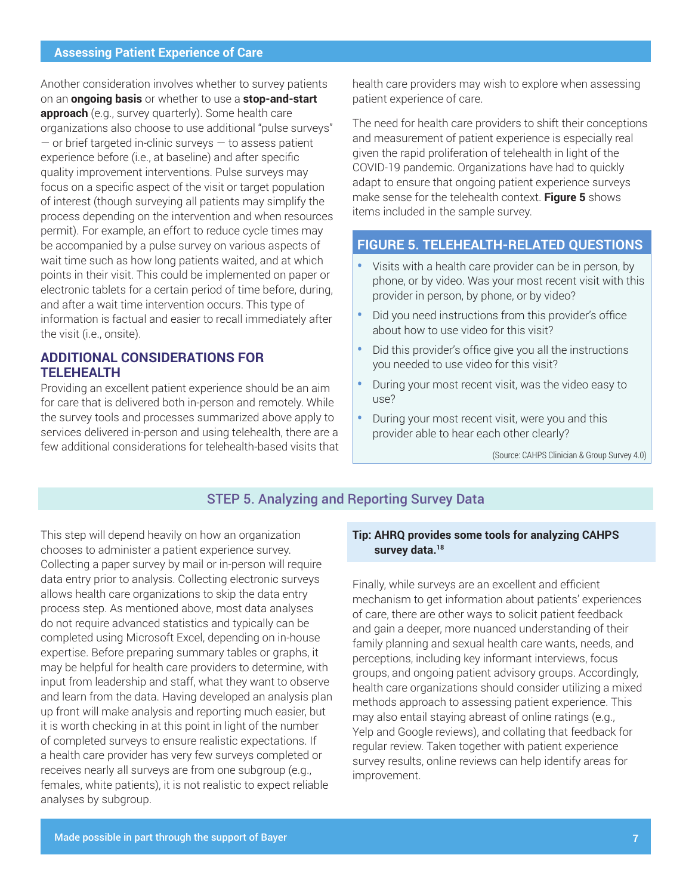Another consideration involves whether to survey patients on an **ongoing basis** or whether to use a **stop-and-start approach** (e.g., survey quarterly). Some health care organizations also choose to use additional "pulse surveys" — or brief targeted in-clinic surveys — to assess patient experience before (i.e., at baseline) and after specific quality improvement interventions. Pulse surveys may focus on a specific aspect of the visit or target population of interest (though surveying all patients may simplify the process depending on the intervention and when resources permit). For example, an effort to reduce cycle times may be accompanied by a pulse survey on various aspects of wait time such as how long patients waited, and at which points in their visit. This could be implemented on paper or electronic tablets for a certain period of time before, during, and after a wait time intervention occurs. This type of information is factual and easier to recall immediately after the visit (i.e., onsite).

## ADDITIONAL CONSIDERATIONS FOR TELEHEALTH

Providing an excellent patient experience should be an aim for care that is delivered both in-person and remotely. While the survey tools and processes summarized above apply to services delivered in-person and using telehealth, there are a few additional considerations for telehealth-based visits that health care providers may wish to explore when assessing patient experience of care.

The need for health care providers to shift their conceptions and measurement of patient experience is especially real given the rapid proliferation of telehealth in light of the COVID-19 pandemic. Organizations have had to quickly adapt to ensure that ongoing patient experience surveys make sense for the telehealth context. **Figure 5** shows items included in the sample survey.

### FIGURE 5. TELEHEALTH-RELATED QUESTIONS

- Visits with a health care provider can be in person, by phone, or by video. Was your most recent visit with this provider in person, by phone, or by video?
- Did you need instructions from this provider's office about how to use video for this visit?
- Did this provider's office give you all the instructions you needed to use video for this visit?
- During your most recent visit, was the video easy to use?
- During your most recent visit, were you and this provider able to hear each other clearly?

(Source: CAHPS Clinician & Group Survey 4.0)

## STEP 5. Analyzing and Reporting Survey Data

This step will depend heavily on how an organization chooses to administer a patient experience survey. Collecting a paper survey by mail or in-person will require data entry prior to analysis. Collecting electronic surveys allows health care organizations to skip the data entry process step. As mentioned above, most data analyses do not require advanced statistics and typically can be completed using Microsoft Excel, depending on in-house expertise. Before preparing summary tables or graphs, it may be helpful for health care providers to determine, with input from leadership and staff, what they want to observe and learn from the data. Having developed an analysis plan up front will make analysis and reporting much easier, but it is worth checking in at this point in light of the number of completed surveys to ensure realistic expectations. If a health care provider has very few surveys completed or receives nearly all surveys are from one subgroup (e.g., females, white patients), it is not realistic to expect reliable analyses by subgroup.

**Tip: AHRQ provides some tools for analyzing CAHPS survey data.[18]**

Finally, while surveys are an excellent and efficient mechanism to get information about patients' experiences of care, there are other ways to solicit patient feedback and gain a deeper, more nuanced understanding of their family planning and sexual health care wants, needs, and perceptions, including key informant interviews, focus groups, and ongoing patient advisory groups. Accordingly, health care organizations should consider utilizing a mixed methods approach to assessing patient experience. This may also entail staying abreast of online ratings (e.g., Yelp and Google reviews), and collating that feedback for regular review. Taken together with patient experience survey results, online reviews can help identify areas for improvement.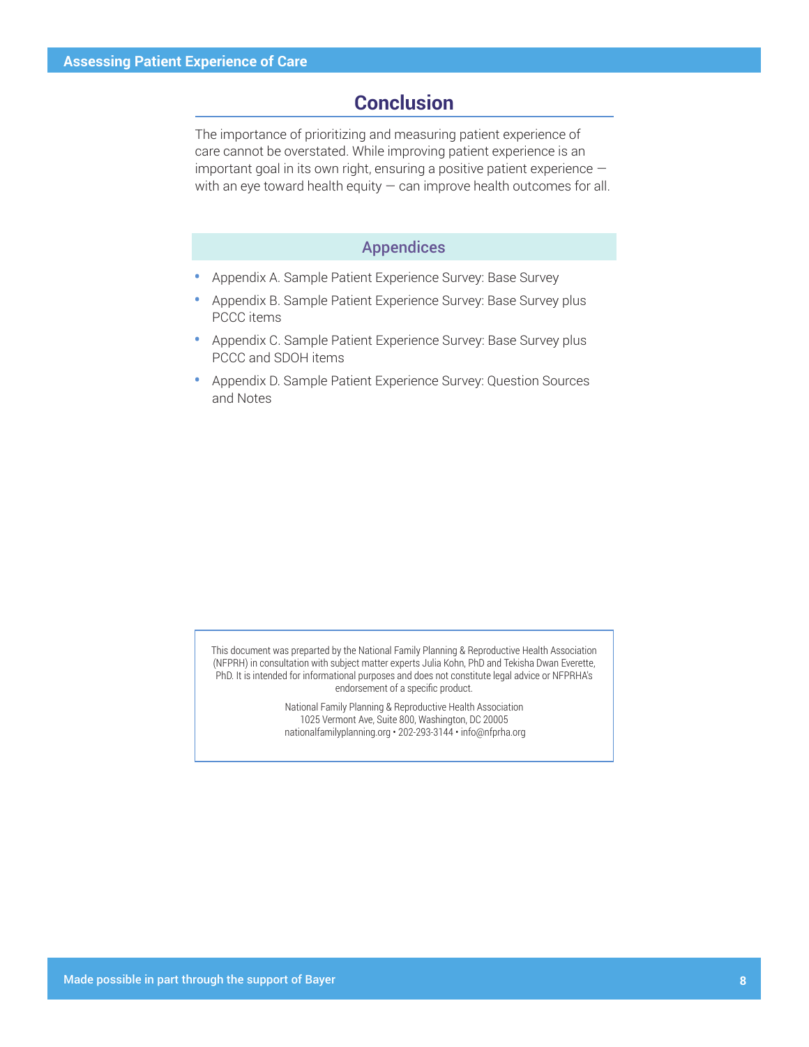## Conclusion

The importance of prioritizing and measuring patient experience of care cannot be overstated. While improving patient experience is an important goal in its own right, ensuring a positive patient experience — with an eye toward health equity — can improve health outcomes for all.

### Appendices

- Appendix A. Sample Patient Experience Survey: Base Survey
- Appendix B. Sample Patient Experience Survey: Base Survey plus PCCC items
- Appendix C. Sample Patient Experience Survey: Base Survey plus PCCC and SDOH items
- Appendix D. Sample Patient Experience Survey: Question Sources and Notes

This document was prepared by the National Family Planning & Reproductive Health Association (NFPRH) in consultation with subject matter experts Julia Kohn, PhD and Tekisha Dwan Everette, PhD. It is intended for informational purposes and does not constitute legal advice or NFPRHA's endorsement of a specific product.

National Family Planning & Reproductive Health Association
1025 Vermont Ave, Suite 800, Washington, DC 20005
nationalfamilyplanning.org • 202-293-3144 • info@nfprha.org

Made possible in part through the support of Bayer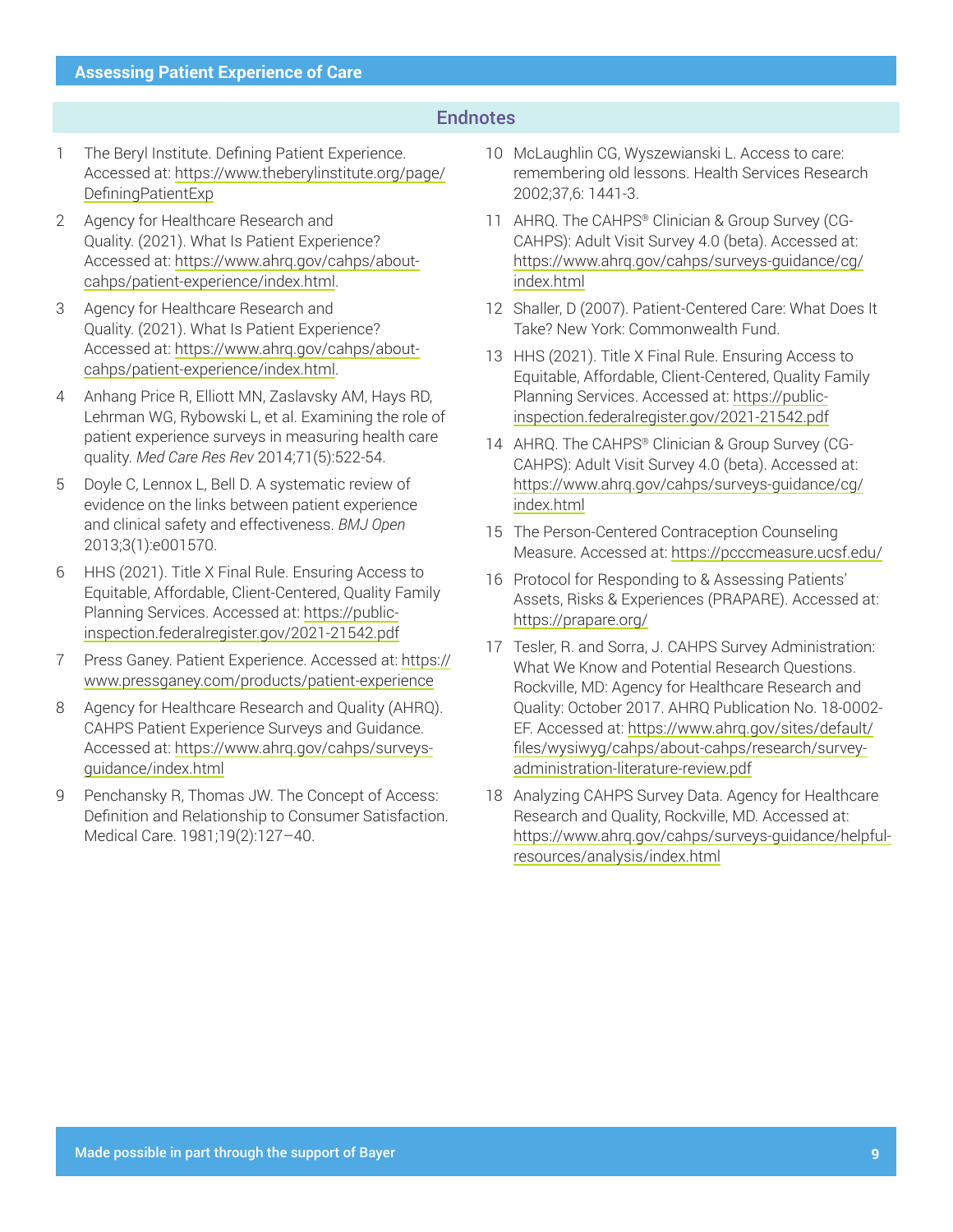## Endnotes

1. The Beryl Institute. Defining Patient Experience. Accessed at: https://www.theberylinstitute.org/page/DefiningPatientExp
2. Agency for Healthcare Research and Quality. (2021). What Is Patient Experience? Accessed at: https://www.ahrq.gov/cahps/about-cahps/patient-experience/index.html.
3. Agency for Healthcare Research and Quality. (2021). What Is Patient Experience? Accessed at: https://www.ahrq.gov/cahps/about-cahps/patient-experience/index.html.
4. Anhang Price R, Elliott MN, Zaslavsky AM, Hays RD, Lehrman WG, Rybowski L, et al. Examining the role of patient experience surveys in measuring health care quality. *Med Care Res Rev* 2014;71(5):522-54.
5. Doyle C, Lennox L, Bell D. A systematic review of evidence on the links between patient experience and clinical safety and effectiveness. *BMJ Open* 2013;3(1):e001570.
6. HHS (2021). Title X Final Rule. Ensuring Access to Equitable, Affordable, Client-Centered, Quality Family Planning Services. Accessed at: https://public-inspection.federalregister.gov/2021-21542.pdf
7. Press Ganey. Patient Experience. Accessed at: https://www.pressganey.com/products/patient-experience
8. Agency for Healthcare Research and Quality (AHRQ). CAHPS Patient Experience Surveys and Guidance. Accessed at: https://www.ahrq.gov/cahps/surveys-guidance/index.html
9. Penchansky R, Thomas JW. The Concept of Access: Definition and Relationship to Consumer Satisfaction. Medical Care. 1981;19(2):127–40.
10. McLaughlin CG, Wyszewianski L. Access to care: remembering old lessons. Health Services Research 2002;37,6: 1441-3.
11. AHRQ. The CAHPS® Clinician & Group Survey (CG-CAHPS): Adult Visit Survey 4.0 (beta). Accessed at: https://www.ahrq.gov/cahps/surveys-guidance/cg/index.html
12. Shaller, D (2007). Patient-Centered Care: What Does It Take? New York: Commonwealth Fund.
13. HHS (2021). Title X Final Rule. Ensuring Access to Equitable, Affordable, Client-Centered, Quality Family Planning Services. Accessed at: https://public-inspection.federalregister.gov/2021-21542.pdf
14. AHRQ. The CAHPS® Clinician & Group Survey (CG-CAHPS): Adult Visit Survey 4.0 (beta). Accessed at: https://www.ahrq.gov/cahps/surveys-guidance/cg/index.html
15. The Person-Centered Contraception Counseling Measure. Accessed at: https://pcccmeasure.ucsf.edu/
16. Protocol for Responding to & Assessing Patients' Assets, Risks & Experiences (PRAPARE). Accessed at: https://prapare.org/
17. Tesler, R. and Sorra, J. CAHPS Survey Administration: What We Know and Potential Research Questions. Rockville, MD: Agency for Healthcare Research and Quality: October 2017. AHRQ Publication No. 18-0002-EF. Accessed at: https://www.ahrq.gov/sites/default/files/wysiwyg/cahps/about-cahps/research/survey-administration-literature-review.pdf
18. Analyzing CAHPS Survey Data. Agency for Healthcare Research and Quality, Rockville, MD. Accessed at: https://www.ahrq.gov/cahps/surveys-guidance/helpful-resources/analysis/index.html

Made possible in part through the support of Bayer